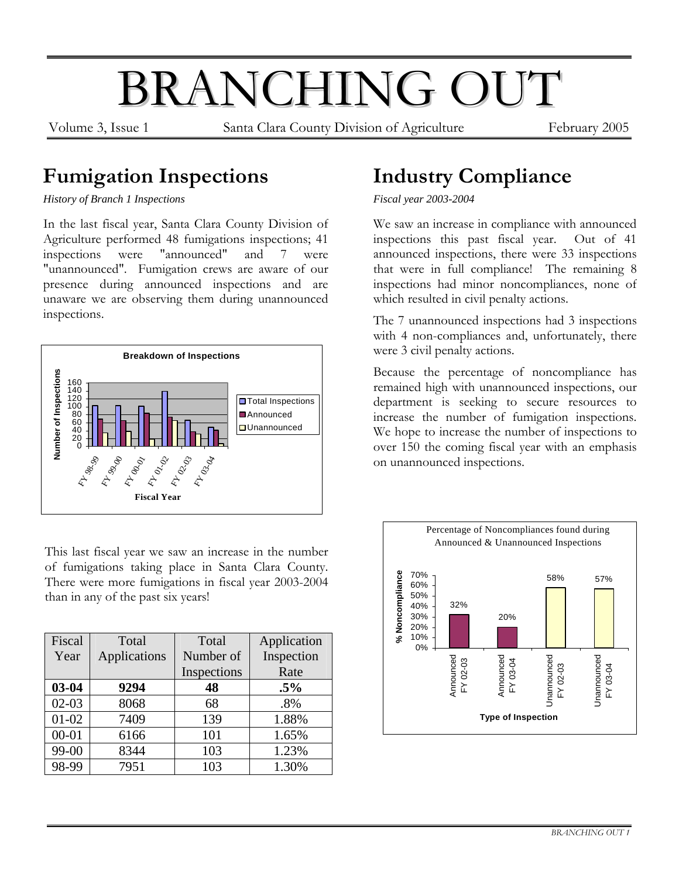# BRANCHING OUT

Volume 3, Issue 1 — Santa Clara County Division of Agriculture — February 2005

## Fumigation Inspections

*History of Branch 1 Inspections*

In the last fiscal year, Santa Clara County Division of Agriculture performed 48 fumigations inspections; 41 inspections were "announced" and 7 were "unannounced". Fumigation crews are aware of our presence during announced inspections and are unaware we are observing them during unannounced inspections.

This last fiscal year we saw an increase in the number of fumigations taking place in Santa Clara County. There were more fumigations in fiscal year 2003-2004 than in any of the past six years!

| Fiscal Year | Total Applications | Total Number of Inspections | Application Inspection Rate |
|---|---|---|---|
| **03-04** | **9294** | **48** | **.5%** |
| 02-03 | 8068 | 68 | .8% |
| 01-02 | 7409 | 139 | 1.88% |
| 00-01 | 6166 | 101 | 1.65% |
| 99-00 | 8344 | 103 | 1.23% |
| 98-99 | 7951 | 103 | 1.30% |

## Industry Compliance

*Fiscal year 2003-2004*

We saw an increase in compliance with announced inspections this past fiscal year. Out of 41 announced inspections, there were 33 inspections that were in full compliance! The remaining 8 inspections had minor noncompliances, none of which resulted in civil penalty actions.

The 7 unannounced inspections had 3 inspections with 4 non-compliances and, unfortunately, there were 3 civil penalty actions.

Because the percentage of noncompliance has remained high with unannounced inspections, our department is seeking to secure resources to increase the number of fumigation inspections. We hope to increase the number of inspections to over 150 the coming fiscal year with an emphasis on unannounced inspections.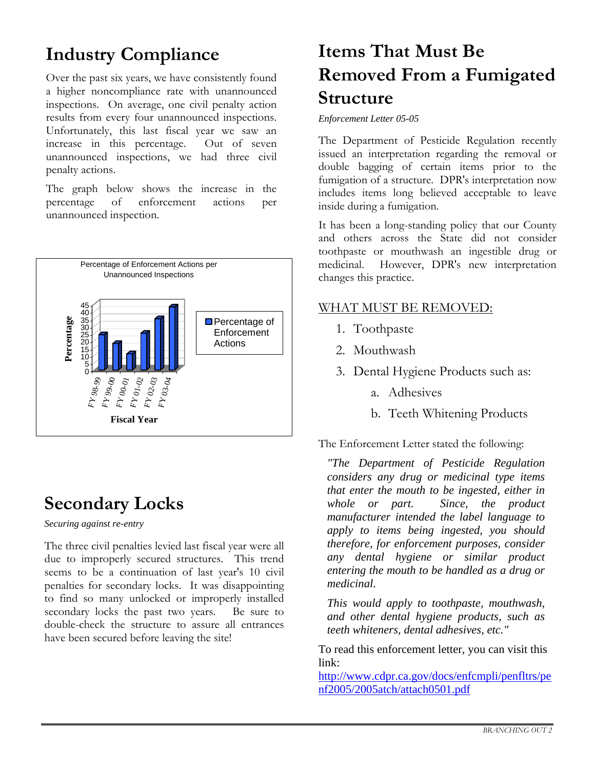## Industry Compliance

Over the past six years, we have consistently found a higher noncompliance rate with unannounced inspections. On average, one civil penalty action results from every four unannounced inspections. Unfortunately, this last fiscal year we saw an increase in this percentage. Out of seven unannounced inspections, we had three civil penalty actions.

The graph below shows the increase in the percentage of enforcement actions per unannounced inspection.

Percentage of Enforcement Actions per Unannounced Inspections

| Fiscal Year | Percentage of Enforcement Actions |
|---|---|
| FY 98-99 | 25 |
| FY 99-00 | 19 |
| FY 00-01 | 12 |
| FY 01-02 | 26 |
| FY 02-03 | 36 |
| FY 03-04 | 43 |

## Secondary Locks

*Securing against re-entry*

The three civil penalties levied last fiscal year were all due to improperly secured structures. This trend seems to be a continuation of last year's 10 civil penalties for secondary locks. It was disappointing to find so many unlocked or improperly installed secondary locks the past two years. Be sure to double-check the structure to assure all entrances have been secured before leaving the site!

## Items That Must Be Removed From a Fumigated Structure

*Enforcement Letter 05-05*

The Department of Pesticide Regulation recently issued an interpretation regarding the removal or double bagging of certain items prior to the fumigation of a structure. DPR's interpretation now includes items long believed acceptable to leave inside during a fumigation.

It has been a long-standing policy that our County and others across the State did not consider toothpaste or mouthwash an ingestible drug or medicinal. However, DPR's new interpretation changes this practice.

WHAT MUST BE REMOVED:

1. Toothpaste
2. Mouthwash
3. Dental Hygiene Products such as:
   a. Adhesives
   b. Teeth Whitening Products

The Enforcement Letter stated the following:

> *"The Department of Pesticide Regulation considers any drug or medicinal type items that enter the mouth to be ingested, either in whole or part. Since, the product manufacturer intended the label language to apply to items being ingested, you should therefore, for enforcement purposes, consider any dental hygiene or similar product entering the mouth to be handled as a drug or medicinal.*
>
> *This would apply to toothpaste, mouthwash, and other dental hygiene products, such as teeth whiteners, dental adhesives, etc."*

To read this enforcement letter, you can visit this link:
http://www.cdpr.ca.gov/docs/enfcmpli/penfltrs/penf2005/2005atch/attach0501.pdf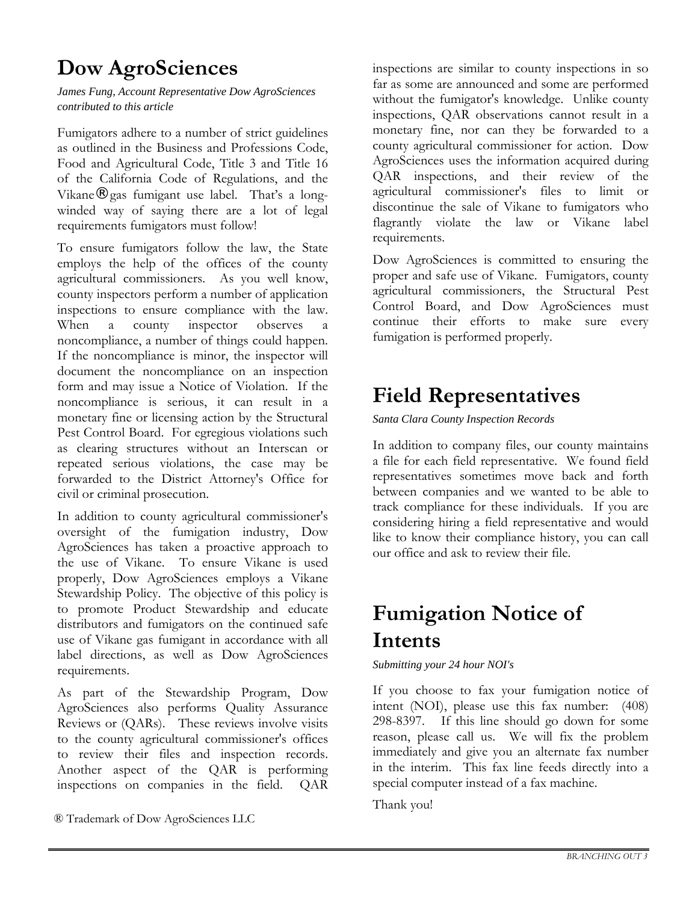# Dow AgroSciences

*James Fung, Account Representative Dow AgroSciences contributed to this article*

Fumigators adhere to a number of strict guidelines as outlined in the Business and Professions Code, Food and Agricultural Code, Title 3 and Title 16 of the California Code of Regulations, and the Vikane® gas fumigant use label. That's a long-winded way of saying there are a lot of legal requirements fumigators must follow!

To ensure fumigators follow the law, the State employs the help of the offices of the county agricultural commissioners. As you well know, county inspectors perform a number of application inspections to ensure compliance with the law. When a county inspector observes a noncompliance, a number of things could happen. If the noncompliance is minor, the inspector will document the noncompliance on an inspection form and may issue a Notice of Violation. If the noncompliance is serious, it can result in a monetary fine or licensing action by the Structural Pest Control Board. For egregious violations such as clearing structures without an Interscan or repeated serious violations, the case may be forwarded to the District Attorney's Office for civil or criminal prosecution.

In addition to county agricultural commissioner's oversight of the fumigation industry, Dow AgroSciences has taken a proactive approach to the use of Vikane. To ensure Vikane is used properly, Dow AgroSciences employs a Vikane Stewardship Policy. The objective of this policy is to promote Product Stewardship and educate distributors and fumigators on the continued safe use of Vikane gas fumigant in accordance with all label directions, as well as Dow AgroSciences requirements.

As part of the Stewardship Program, Dow AgroSciences also performs Quality Assurance Reviews or (QARs). These reviews involve visits to the county agricultural commissioner's offices to review their files and inspection records. Another aspect of the QAR is performing inspections on companies in the field. QAR inspections are similar to county inspections in so far as some are announced and some are performed without the fumigator's knowledge. Unlike county inspections, QAR observations cannot result in a monetary fine, nor can they be forwarded to a county agricultural commissioner for action. Dow AgroSciences uses the information acquired during QAR inspections, and their review of the agricultural commissioner's files to limit or discontinue the sale of Vikane to fumigators who flagrantly violate the law or Vikane label requirements.

Dow AgroSciences is committed to ensuring the proper and safe use of Vikane. Fumigators, county agricultural commissioners, the Structural Pest Control Board, and Dow AgroSciences must continue their efforts to make sure every fumigation is performed properly.

® Trademark of Dow AgroSciences LLC

# Field Representatives

*Santa Clara County Inspection Records*

In addition to company files, our county maintains a file for each field representative. We found field representatives sometimes move back and forth between companies and we wanted to be able to track compliance for these individuals. If you are considering hiring a field representative and would like to know their compliance history, you can call our office and ask to review their file.

# Fumigation Notice of Intents

*Submitting your 24 hour NOI's*

If you choose to fax your fumigation notice of intent (NOI), please use this fax number: (408) 298-8397. If this line should go down for some reason, please call us. We will fix the problem immediately and give you an alternate fax number in the interim. This fax line feeds directly into a special computer instead of a fax machine.

Thank you!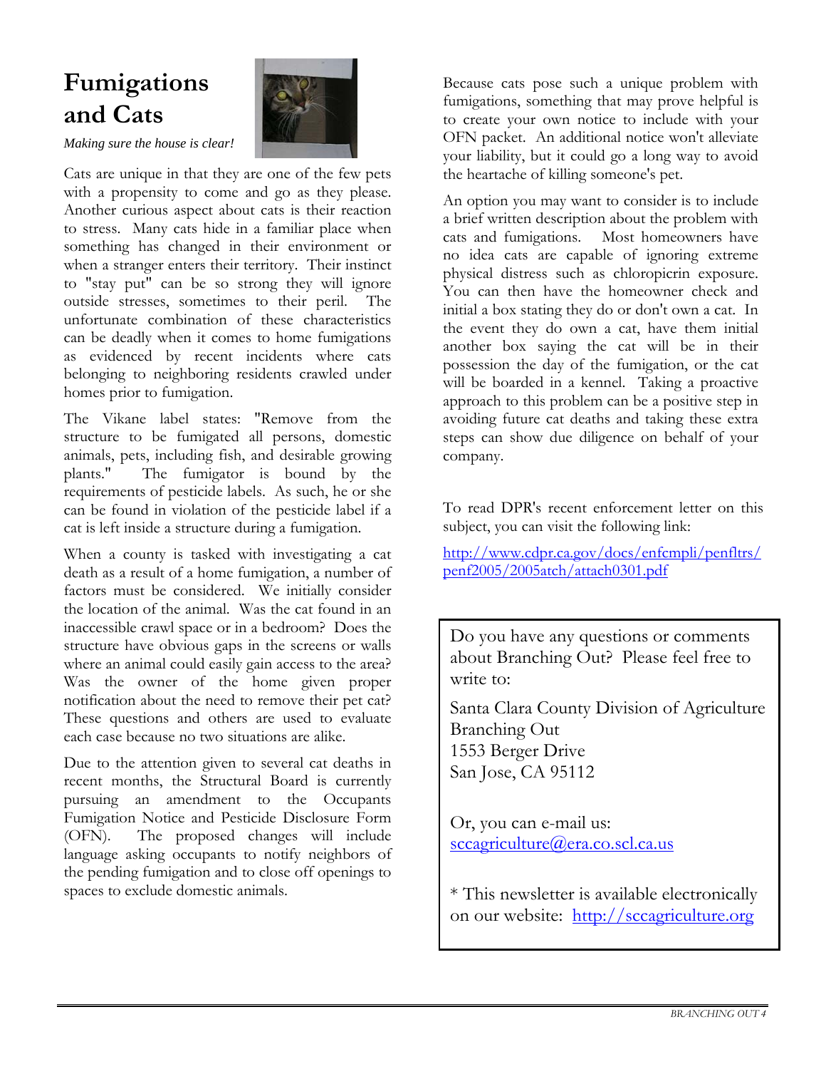# Fumigations and Cats

*Making sure the house is clear!*

Cats are unique in that they are one of the few pets with a propensity to come and go as they please. Another curious aspect about cats is their reaction to stress. Many cats hide in a familiar place when something has changed in their environment or when a stranger enters their territory. Their instinct to "stay put" can be so strong they will ignore outside stresses, sometimes to their peril. The unfortunate combination of these characteristics can be deadly when it comes to home fumigations as evidenced by recent incidents where cats belonging to neighboring residents crawled under homes prior to fumigation.

The Vikane label states: "Remove from the structure to be fumigated all persons, domestic animals, pets, including fish, and desirable growing plants." The fumigator is bound by the requirements of pesticide labels. As such, he or she can be found in violation of the pesticide label if a cat is left inside a structure during a fumigation.

When a county is tasked with investigating a cat death as a result of a home fumigation, a number of factors must be considered. We initially consider the location of the animal. Was the cat found in an inaccessible crawl space or in a bedroom? Does the structure have obvious gaps in the screens or walls where an animal could easily gain access to the area? Was the owner of the home given proper notification about the need to remove their pet cat? These questions and others are used to evaluate each case because no two situations are alike.

Due to the attention given to several cat deaths in recent months, the Structural Board is currently pursuing an amendment to the Occupants Fumigation Notice and Pesticide Disclosure Form (OFN). The proposed changes will include language asking occupants to notify neighbors of the pending fumigation and to close off openings to spaces to exclude domestic animals.

Because cats pose such a unique problem with fumigations, something that may prove helpful is to create your own notice to include with your OFN packet. An additional notice won't alleviate your liability, but it could go a long way to avoid the heartache of killing someone's pet.

An option you may want to consider is to include a brief written description about the problem with cats and fumigations. Most homeowners have no idea cats are capable of ignoring extreme physical distress such as chloropicrin exposure. You can then have the homeowner check and initial a box stating they do or don't own a cat. In the event they do own a cat, have them initial another box saying the cat will be in their possession the day of the fumigation, or the cat will be boarded in a kennel. Taking a proactive approach to this problem can be a positive step in avoiding future cat deaths and taking these extra steps can show due diligence on behalf of your company.

To read DPR's recent enforcement letter on this subject, you can visit the following link:

http://www.cdpr.ca.gov/docs/enfcmpli/penfltrs/penf2005/2005atch/attach0301.pdf

---

Do you have any questions or comments about Branching Out? Please feel free to write to:

Santa Clara County Division of Agriculture
Branching Out
1553 Berger Drive
San Jose, CA 95112

Or, you can e-mail us:
sccagriculture@era.co.scl.ca.us

* This newsletter is available electronically on our website: http://sccagriculture.org